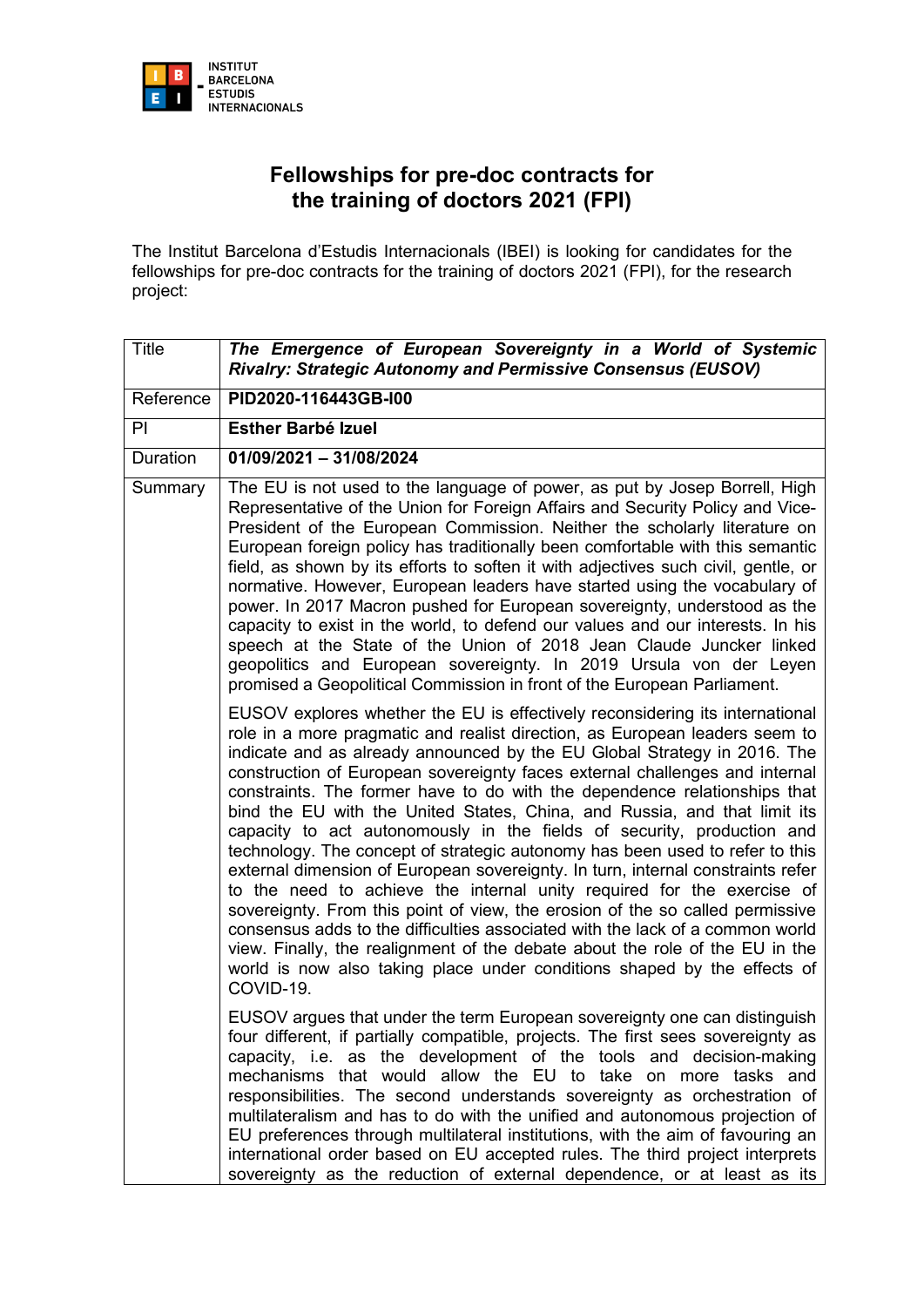INSTITUT BARCELONA ESTUDIS INTERNACIONALS

# Fellowships for pre-doc contracts for the training of doctors 2021 (FPI)

The Institut Barcelona d'Estudis Internacionals (IBEI) is looking for candidates for the fellowships for pre-doc contracts for the training of doctors 2021 (FPI), for the research project:

| Title | ***The Emergence of European Sovereignty in a World of Systemic Rivalry: Strategic Autonomy and Permissive Consensus (EUSOV)*** |
|---|---|
| Reference | **PID2020-116443GB-I00** |
| PI | **Esther Barbé Izuel** |
| Duration | **01/09/2021 – 31/08/2024** |
| Summary | The EU is not used to the language of power, as put by Josep Borrell, High Representative of the Union for Foreign Affairs and Security Policy and Vice-President of the European Commission. Neither the scholarly literature on European foreign policy has traditionally been comfortable with this semantic field, as shown by its efforts to soften it with adjectives such civil, gentle, or normative. However, European leaders have started using the vocabulary of power. In 2017 Macron pushed for European sovereignty, understood as the capacity to exist in the world, to defend our values and our interests. In his speech at the State of the Union of 2018 Jean Claude Juncker linked geopolitics and European sovereignty. In 2019 Ursula von der Leyen promised a Geopolitical Commission in front of the European Parliament.<br><br>EUSOV explores whether the EU is effectively reconsidering its international role in a more pragmatic and realist direction, as European leaders seem to indicate and as already announced by the EU Global Strategy in 2016. The construction of European sovereignty faces external challenges and internal constraints. The former have to do with the dependence relationships that bind the EU with the United States, China, and Russia, and that limit its capacity to act autonomously in the fields of security, production and technology. The concept of strategic autonomy has been used to refer to this external dimension of European sovereignty. In turn, internal constraints refer to the need to achieve the internal unity required for the exercise of sovereignty. From this point of view, the erosion of the so called permissive consensus adds to the difficulties associated with the lack of a common world view. Finally, the realignment of the debate about the role of the EU in the world is now also taking place under conditions shaped by the effects of COVID-19.<br><br>EUSOV argues that under the term European sovereignty one can distinguish four different, if partially compatible, projects. The first sees sovereignty as capacity, i.e. as the development of the tools and decision-making mechanisms that would allow the EU to take on more tasks and responsibilities. The second understands sovereignty as orchestration of multilateralism and has to do with the unified and autonomous projection of EU preferences through multilateral institutions, with the aim of favouring an international order based on EU accepted rules. The third project interprets sovereignty as the reduction of external dependence, or at least as its |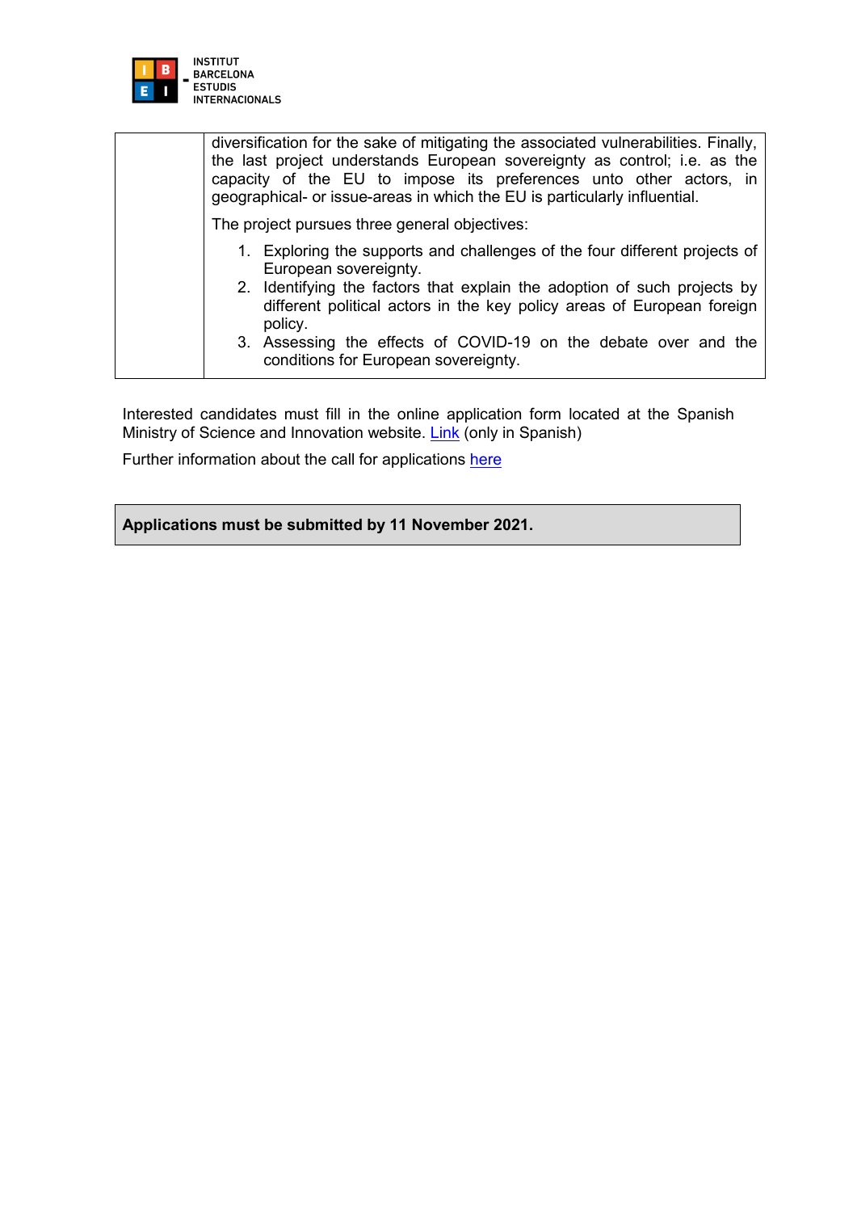| | |
|---|---|
| | diversification for the sake of mitigating the associated vulnerabilities. Finally, the last project understands European sovereignty as control; i.e. as the capacity of the EU to impose its preferences unto other actors, in geographical- or issue-areas in which the EU is particularly influential.<br><br>The project pursues three general objectives:<br><br>1. Exploring the supports and challenges of the four different projects of European sovereignty.<br>2. Identifying the factors that explain the adoption of such projects by different political actors in the key policy areas of European foreign policy.<br>3. Assessing the effects of COVID-19 on the debate over and the conditions for European sovereignty. |

Interested candidates must fill in the online application form located at the Spanish Ministry of Science and Innovation website. Link (only in Spanish)

Further information about the call for applications here

**Applications must be submitted by 11 November 2021.**